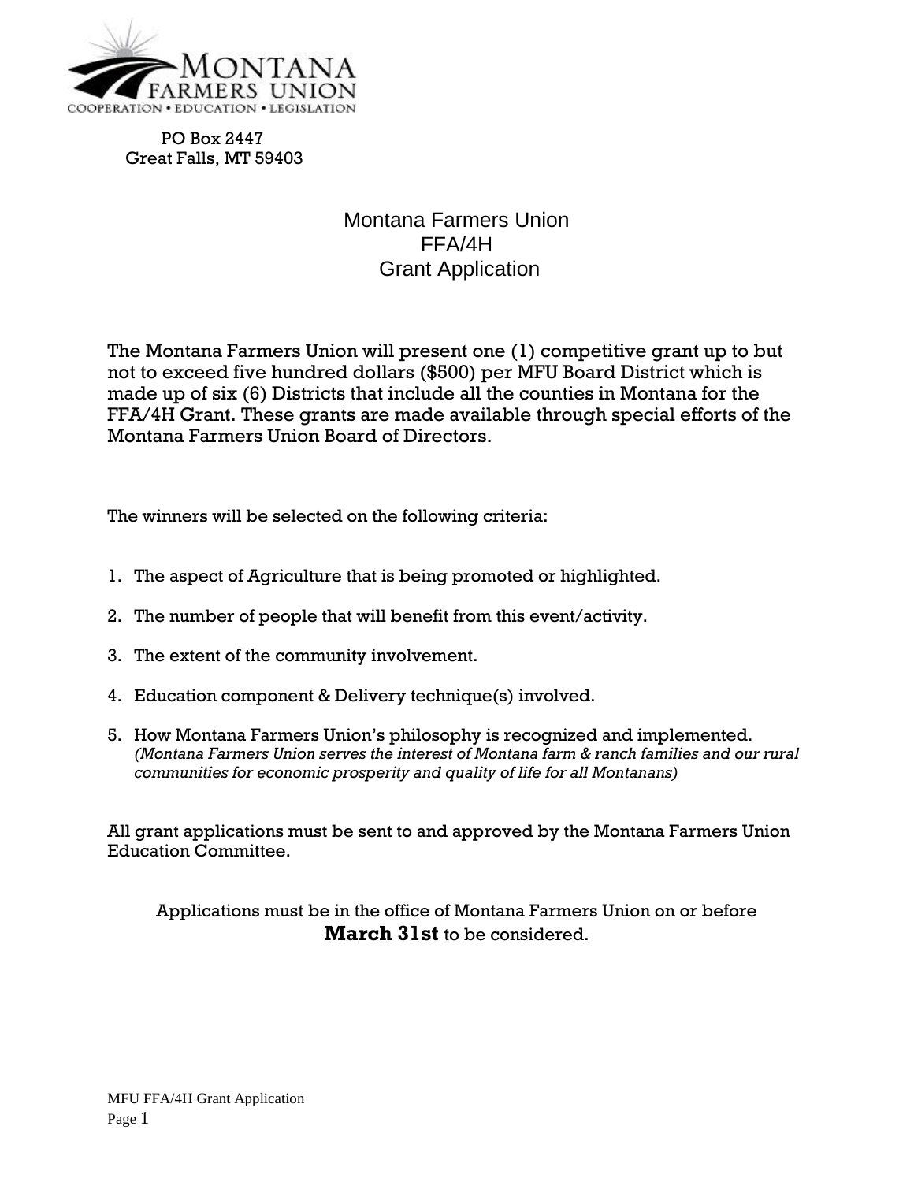MONTANA FARMERS UNION

COOPERATION • EDUCATION • LEGISLATION

PO Box 2447
Great Falls, MT 59403

# Montana Farmers Union FFA/4H Grant Application

The Montana Farmers Union will present one (1) competitive grant up to but not to exceed five hundred dollars ($500) per MFU Board District which is made up of six (6) Districts that include all the counties in Montana for the FFA/4H Grant. These grants are made available through special efforts of the Montana Farmers Union Board of Directors.

The winners will be selected on the following criteria:

1. The aspect of Agriculture that is being promoted or highlighted.
2. The number of people that will benefit from this event/activity.
3. The extent of the community involvement.
4. Education component & Delivery technique(s) involved.
5. How Montana Farmers Union's philosophy is recognized and implemented. *(Montana Farmers Union serves the interest of Montana farm & ranch families and our rural communities for economic prosperity and quality of life for all Montanans)*

All grant applications must be sent to and approved by the Montana Farmers Union Education Committee.

Applications must be in the office of Montana Farmers Union on or before **March 31st** to be considered.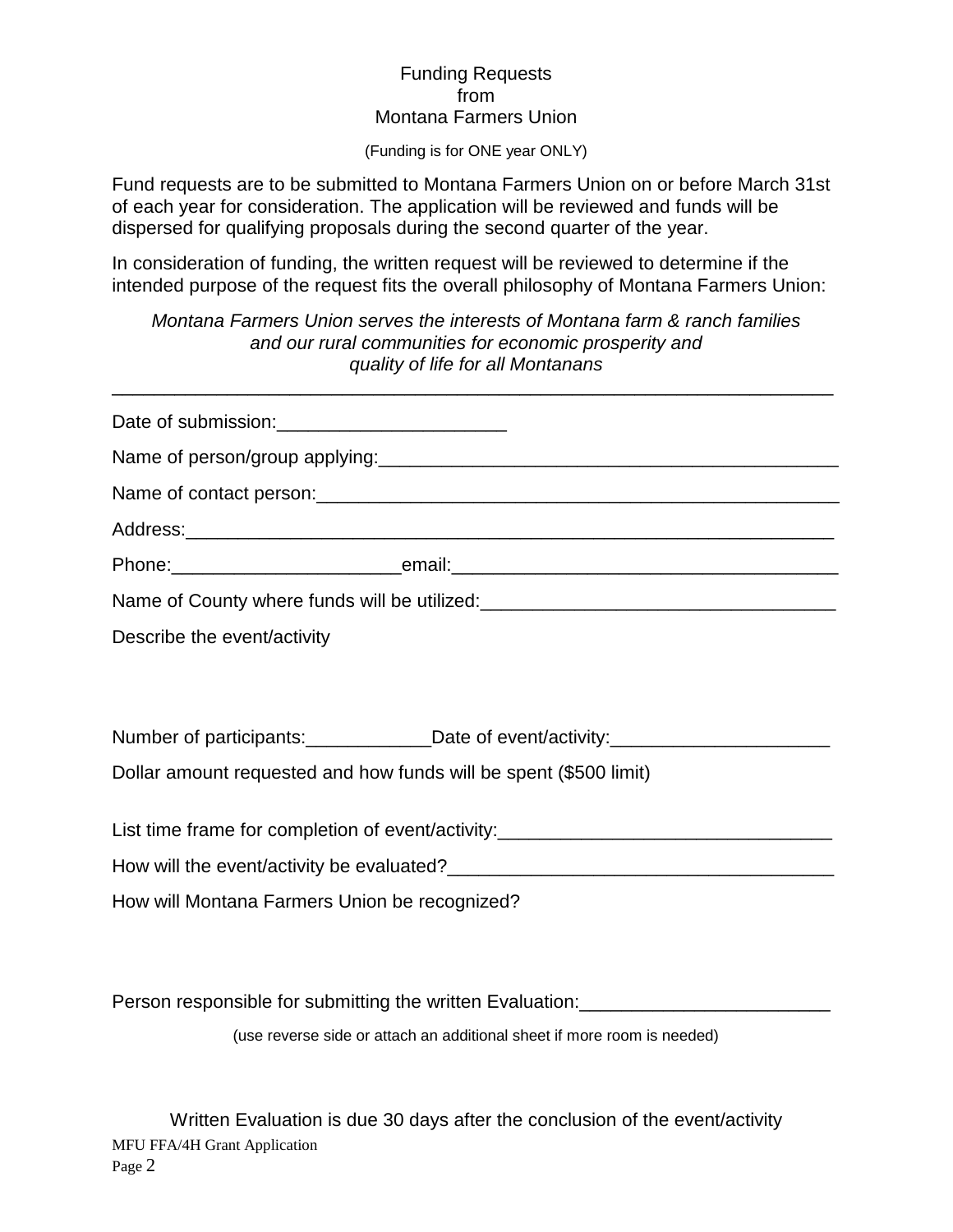Funding Requests
from
Montana Farmers Union

(Funding is for ONE year ONLY)

Fund requests are to be submitted to Montana Farmers Union on or before March 31st of each year for consideration. The application will be reviewed and funds will be dispersed for qualifying proposals during the second quarter of the year.

In consideration of funding, the written request will be reviewed to determine if the intended purpose of the request fits the overall philosophy of Montana Farmers Union:

*Montana Farmers Union serves the interests of Montana farm & ranch families and our rural communities for economic prosperity and quality of life for all Montanans*

---

Date of submission:______________________

Name of person/group applying:_____________________________________________

Name of contact person:___________________________________________________

Address:_______________________________________________________________

Phone:______________________email:_____________________________________

Name of County where funds will be utilized:__________________________________

Describe the event/activity

Number of participants:____________Date of event/activity:_____________________

Dollar amount requested and how funds will be spent ($500 limit)

List time frame for completion of event/activity:________________________________

How will the event/activity be evaluated?_____________________________________

How will Montana Farmers Union be recognized?

Person responsible for submitting the written Evaluation:________________________

(use reverse side or attach an additional sheet if more room is needed)

Written Evaluation is due 30 days after the conclusion of the event/activity